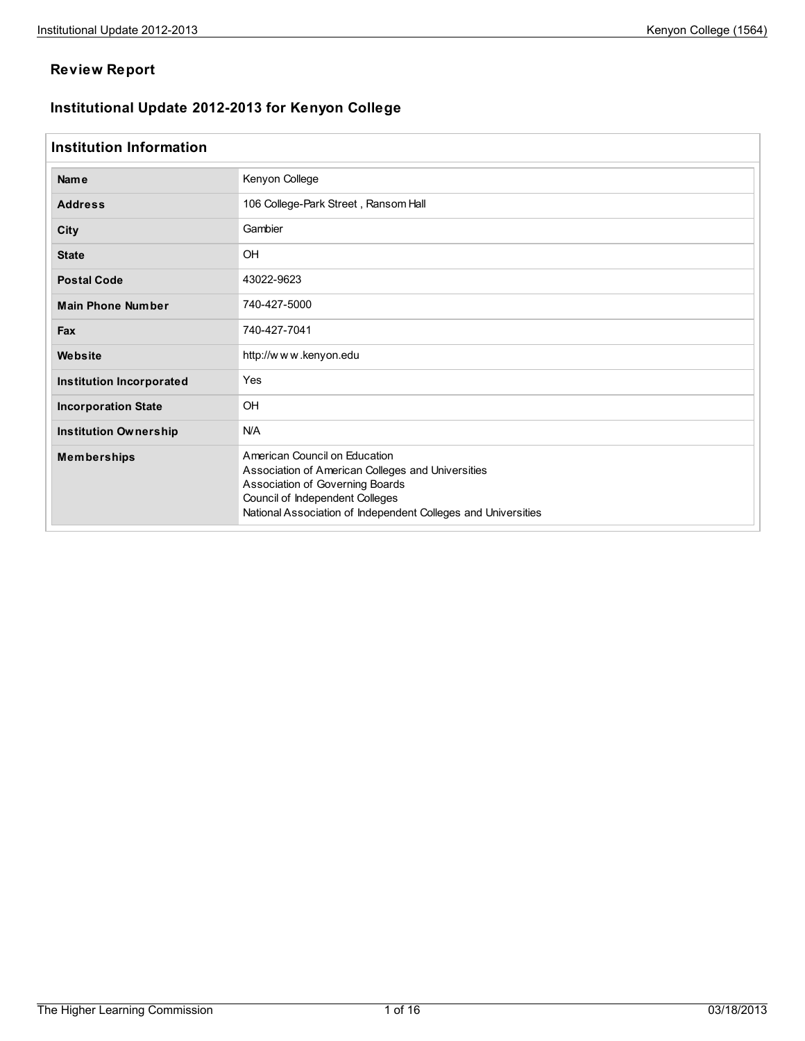## Review Report

## Institutional Update 2012-2013 for Kenyon College

### Institution Information

| | |
|---|---|
| **Name** | Kenyon College |
| **Address** | 106 College-Park Street , Ransom Hall |
| **City** | Gambier |
| **State** | OH |
| **Postal Code** | 43022-9623 |
| **Main Phone Number** | 740-427-5000 |
| **Fax** | 740-427-7041 |
| **Website** | http://w w w .kenyon.edu |
| **Institution Incorporated** | Yes |
| **Incorporation State** | OH |
| **Institution Ownership** | N/A |
| **Memberships** | American Council on Education<br>Association of American Colleges and Universities<br>Association of Governing Boards<br>Council of Independent Colleges<br>National Association of Independent Colleges and Universities |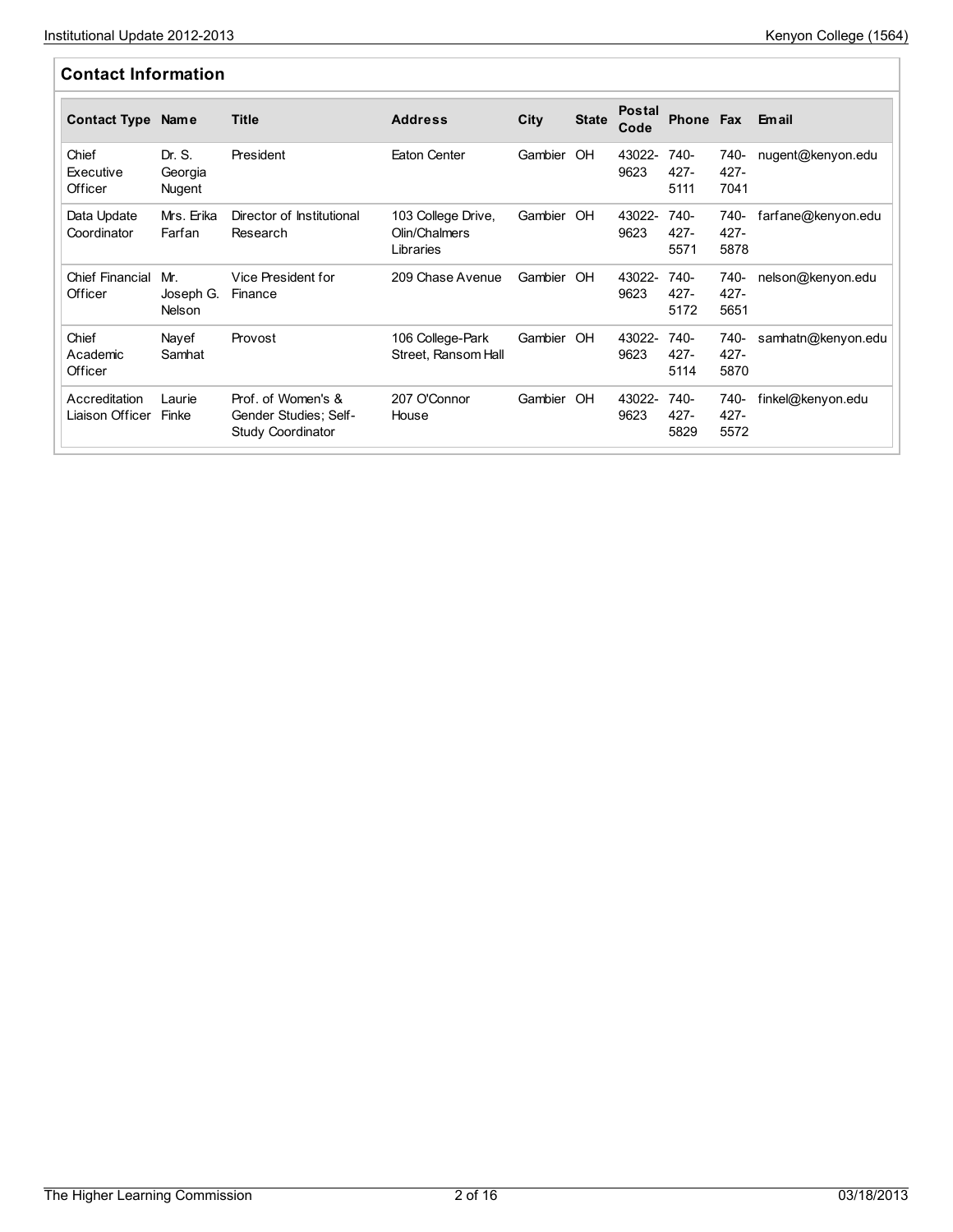## Contact Information

| Contact Type | Name | Title | Address | City | State | Postal Code | Phone | Fax | Email |
|---|---|---|---|---|---|---|---|---|---|
| Chief Executive Officer | Dr. S. Georgia Nugent | President | Eaton Center | Gambier | OH | 43022-9623 | 740-427-5111 | 740-427-7041 | nugent@kenyon.edu |
| Data Update Coordinator | Mrs. Erika Farfan | Director of Institutional Research | 103 College Drive, Olin/Chalmers Libraries | Gambier | OH | 43022-9623 | 740-427-5571 | 740-427-5878 | farfane@kenyon.edu |
| Chief Financial Officer | Mr. Joseph G. Nelson | Vice President for Finance | 209 Chase Avenue | Gambier | OH | 43022-9623 | 740-427-5172 | 740-427-5651 | nelson@kenyon.edu |
| Chief Academic Officer | Nayef Samhat | Provost | 106 College-Park Street, Ransom Hall | Gambier | OH | 43022-9623 | 740-427-5114 | 740-427-5870 | samhatn@kenyon.edu |
| Accreditation Liaison Officer | Laurie Finke | Prof. of Women's & Gender Studies; Self-Study Coordinator | 207 O'Connor House | Gambier | OH | 43022-9623 | 740-427-5829 | 740-427-5572 | finkel@kenyon.edu |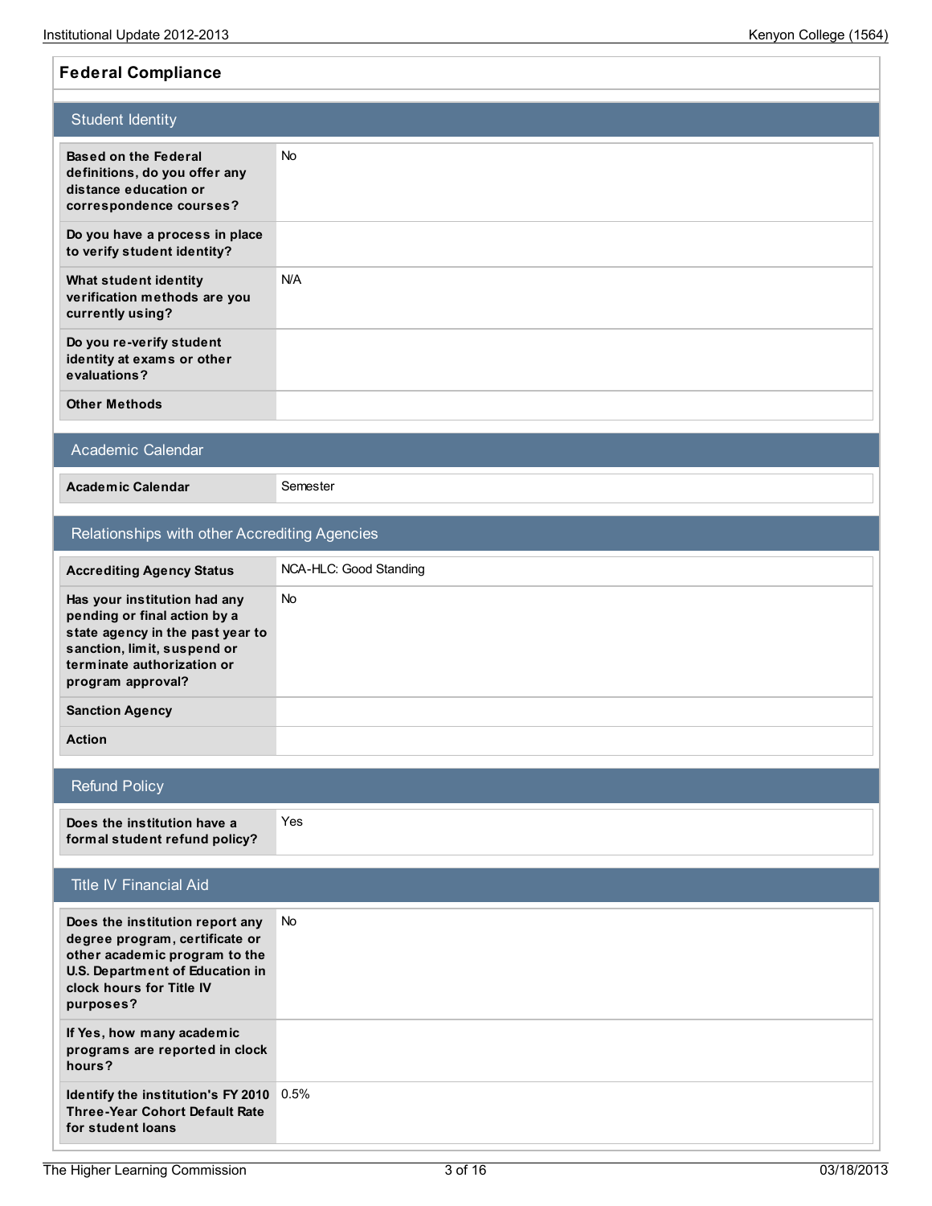## Federal Compliance

### Student Identity

| | |
|---|---|
| **Based on the Federal definitions, do you offer any distance education or correspondence courses?** | No |
| **Do you have a process in place to verify student identity?** | |
| **What student identity verification methods are you currently using?** | N/A |
| **Do you re-verify student identity at exams or other evaluations?** | |
| **Other Methods** | |

### Academic Calendar

| | |
|---|---|
| **Academic Calendar** | Semester |

### Relationships with other Accrediting Agencies

| | |
|---|---|
| **Accrediting Agency Status** | NCA-HLC: Good Standing |
| **Has your institution had any pending or final action by a state agency in the past year to sanction, limit, suspend or terminate authorization or program approval?** | No |
| **Sanction Agency** | |
| **Action** | |

### Refund Policy

| | |
|---|---|
| **Does the institution have a formal student refund policy?** | Yes |

### Title IV Financial Aid

| | |
|---|---|
| **Does the institution report any degree program, certificate or other academic program to the U.S. Department of Education in clock hours for Title IV purposes?** | No |
| **If Yes, how many academic programs are reported in clock hours?** | |
| **Identify the institution's FY 2010 Three-Year Cohort Default Rate for student loans** | 0.5% |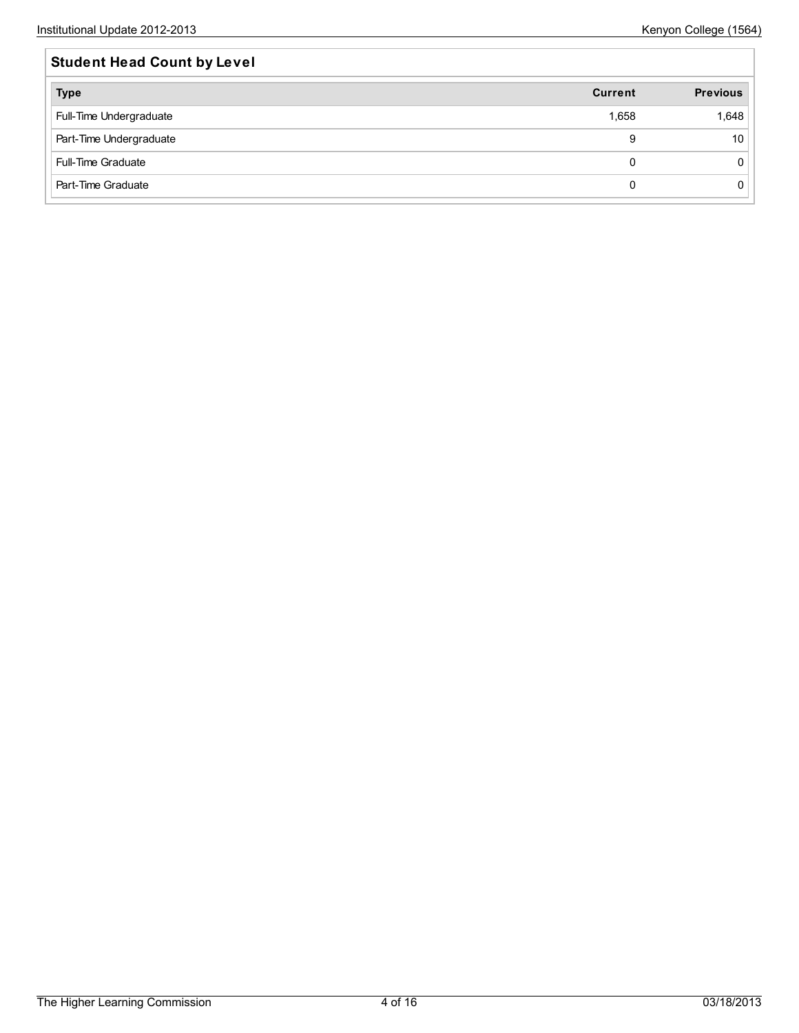## Student Head Count by Level

| Type | Current | Previous |
|---|---|---|
| Full-Time Undergraduate | 1,658 | 1,648 |
| Part-Time Undergraduate | 9 | 10 |
| Full-Time Graduate | 0 | 0 |
| Part-Time Graduate | 0 | 0 |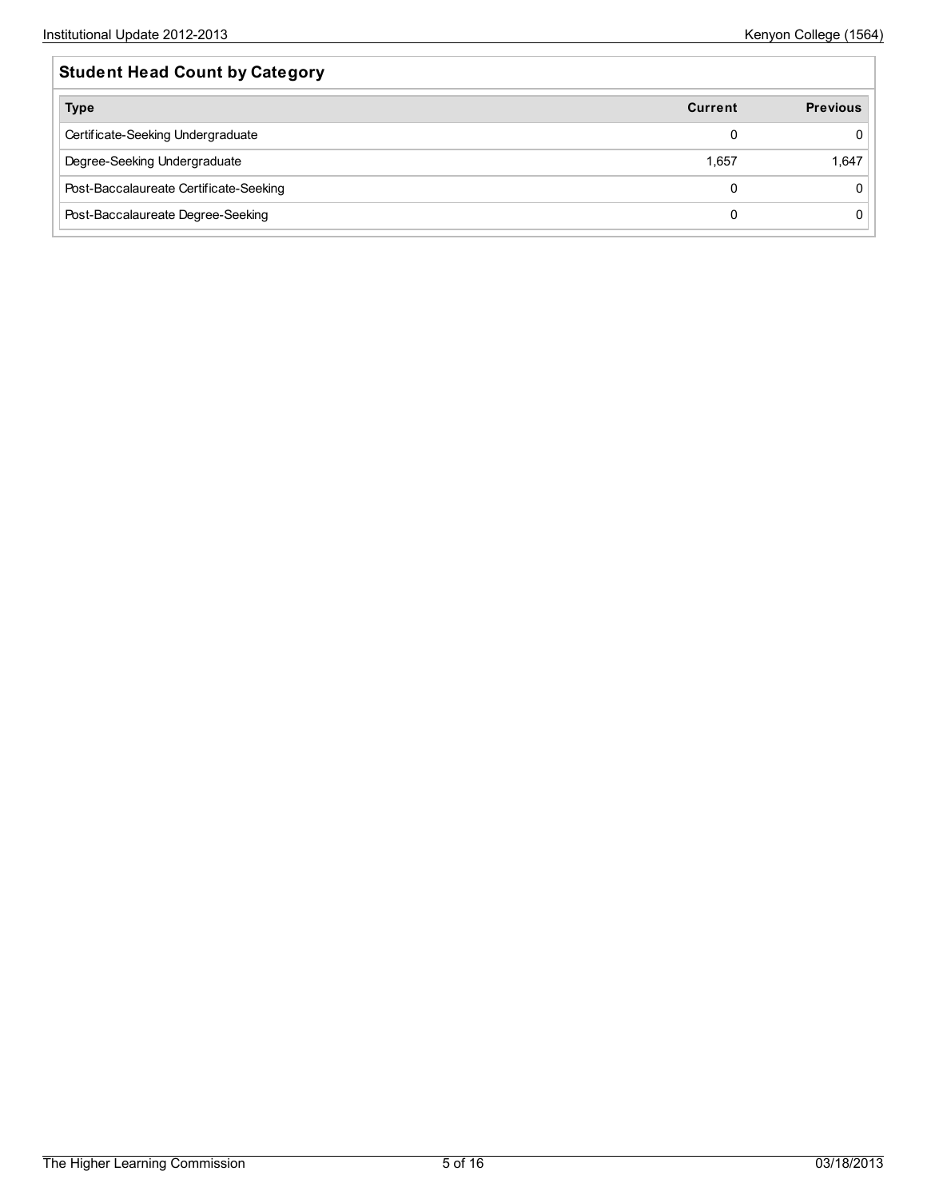## Student Head Count by Category

| Type | Current | Previous |
| --- | --- | --- |
| Certificate-Seeking Undergraduate | 0 | 0 |
| Degree-Seeking Undergraduate | 1,657 | 1,647 |
| Post-Baccalaureate Certificate-Seeking | 0 | 0 |
| Post-Baccalaureate Degree-Seeking | 0 | 0 |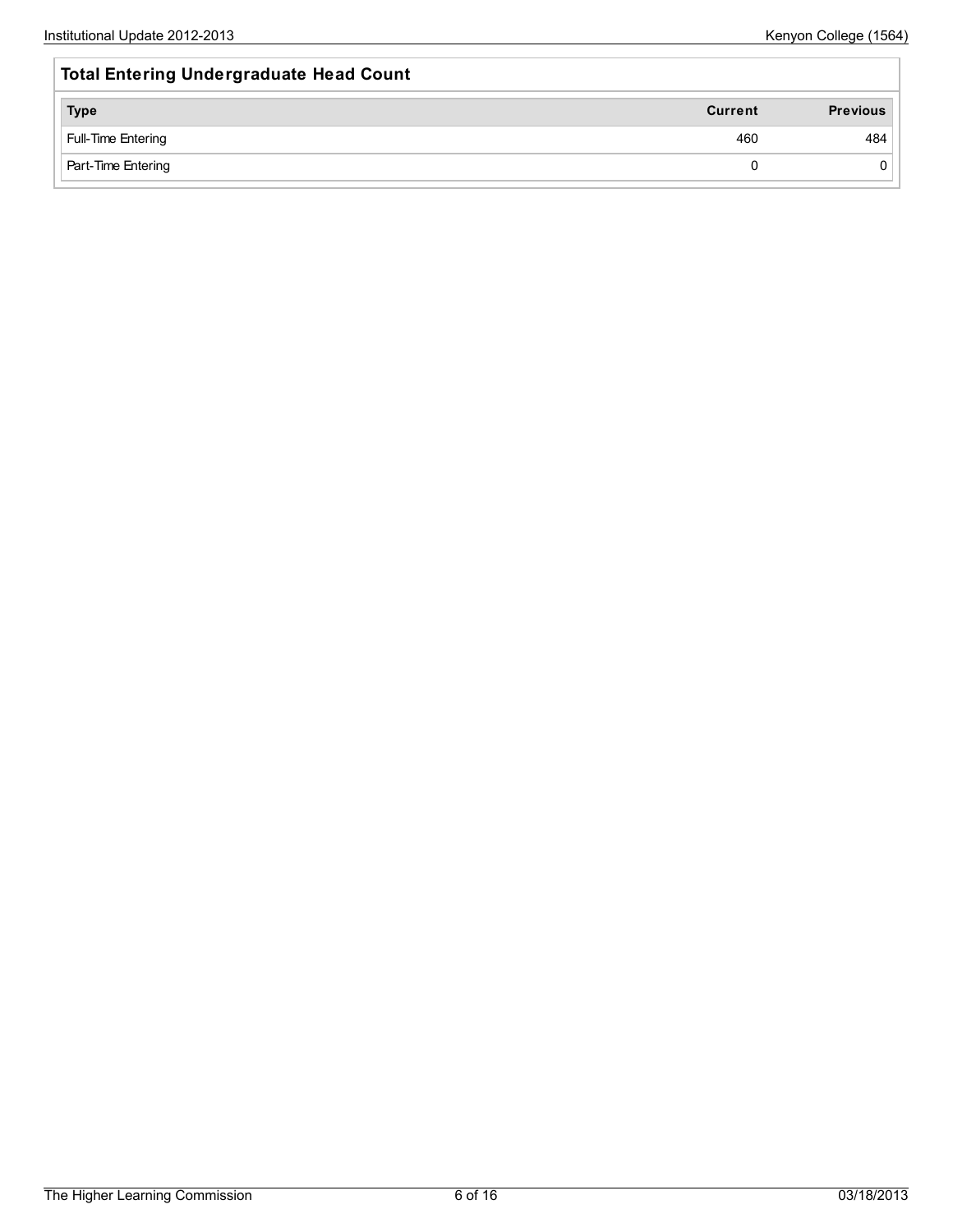## Total Entering Undergraduate Head Count

| Type | Current | Previous |
|---|---|---|
| Full-Time Entering | 460 | 484 |
| Part-Time Entering | 0 | 0 |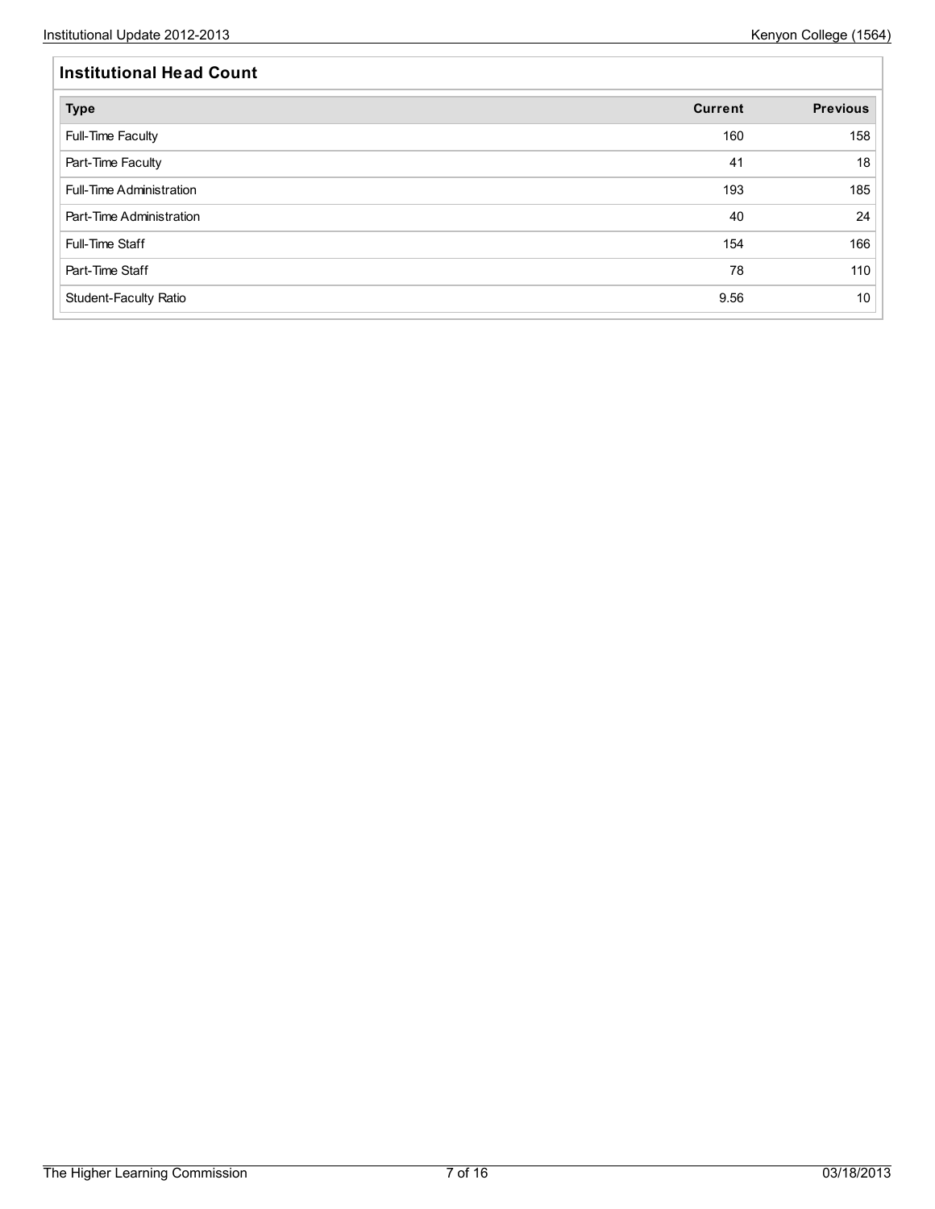## Institutional Head Count

| Type | Current | Previous |
|---|---|---|
| Full-Time Faculty | 160 | 158 |
| Part-Time Faculty | 41 | 18 |
| Full-Time Administration | 193 | 185 |
| Part-Time Administration | 40 | 24 |
| Full-Time Staff | 154 | 166 |
| Part-Time Staff | 78 | 110 |
| Student-Faculty Ratio | 9.56 | 10 |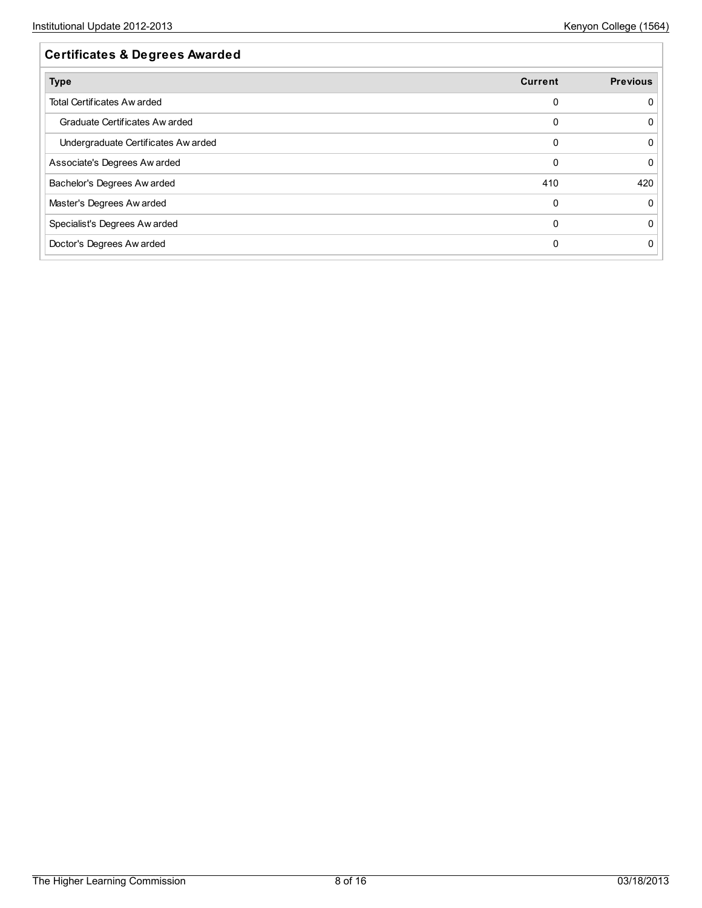## Certificates & Degrees Awarded

| Type | Current | Previous |
|---|---|---|
| Total Certificates Awarded | 0 | 0 |
| Graduate Certificates Awarded | 0 | 0 |
| Undergraduate Certificates Awarded | 0 | 0 |
| Associate's Degrees Awarded | 0 | 0 |
| Bachelor's Degrees Awarded | 410 | 420 |
| Master's Degrees Awarded | 0 | 0 |
| Specialist's Degrees Awarded | 0 | 0 |
| Doctor's Degrees Awarded | 0 | 0 |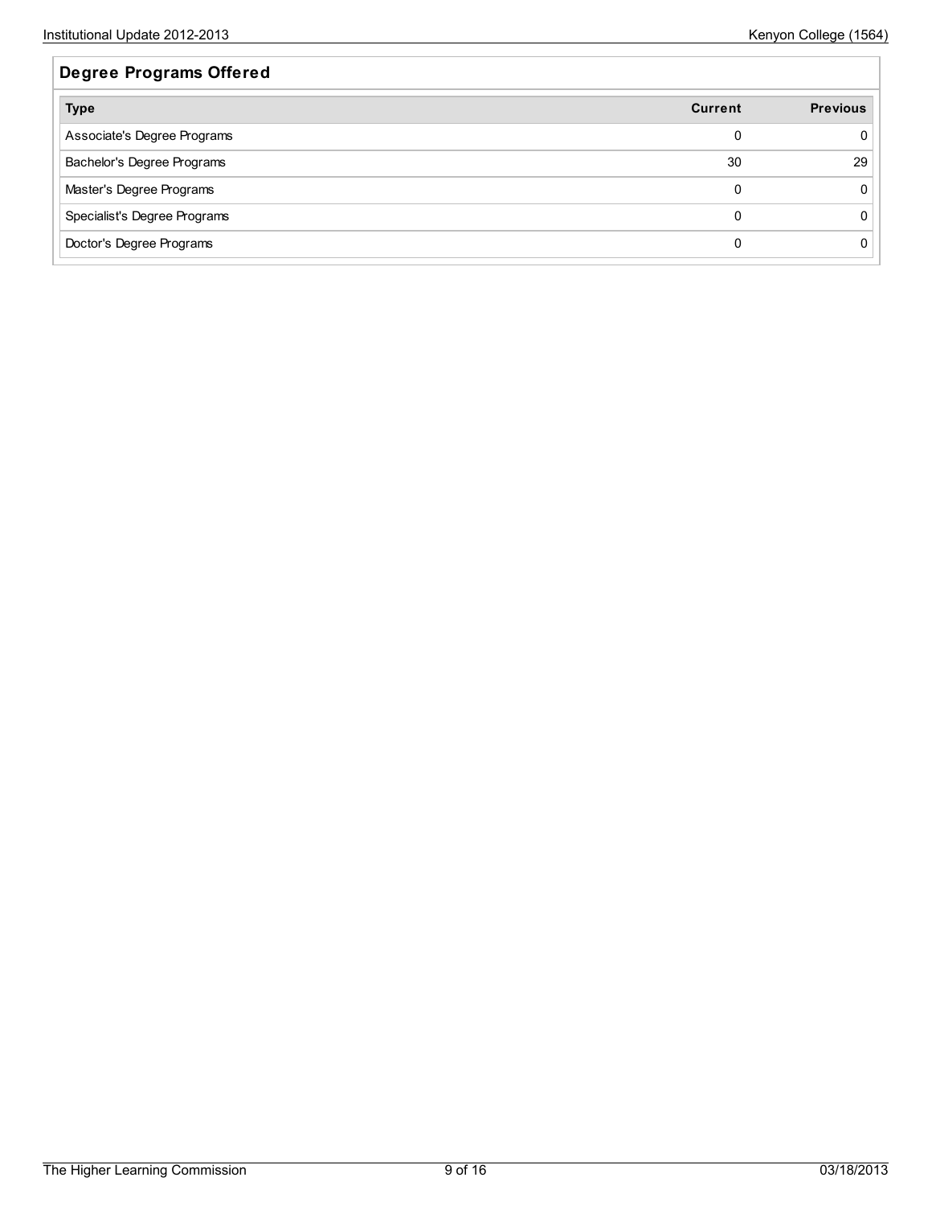## Degree Programs Offered

| Type | Current | Previous |
|---|---|---|
| Associate's Degree Programs | 0 | 0 |
| Bachelor's Degree Programs | 30 | 29 |
| Master's Degree Programs | 0 | 0 |
| Specialist's Degree Programs | 0 | 0 |
| Doctor's Degree Programs | 0 | 0 |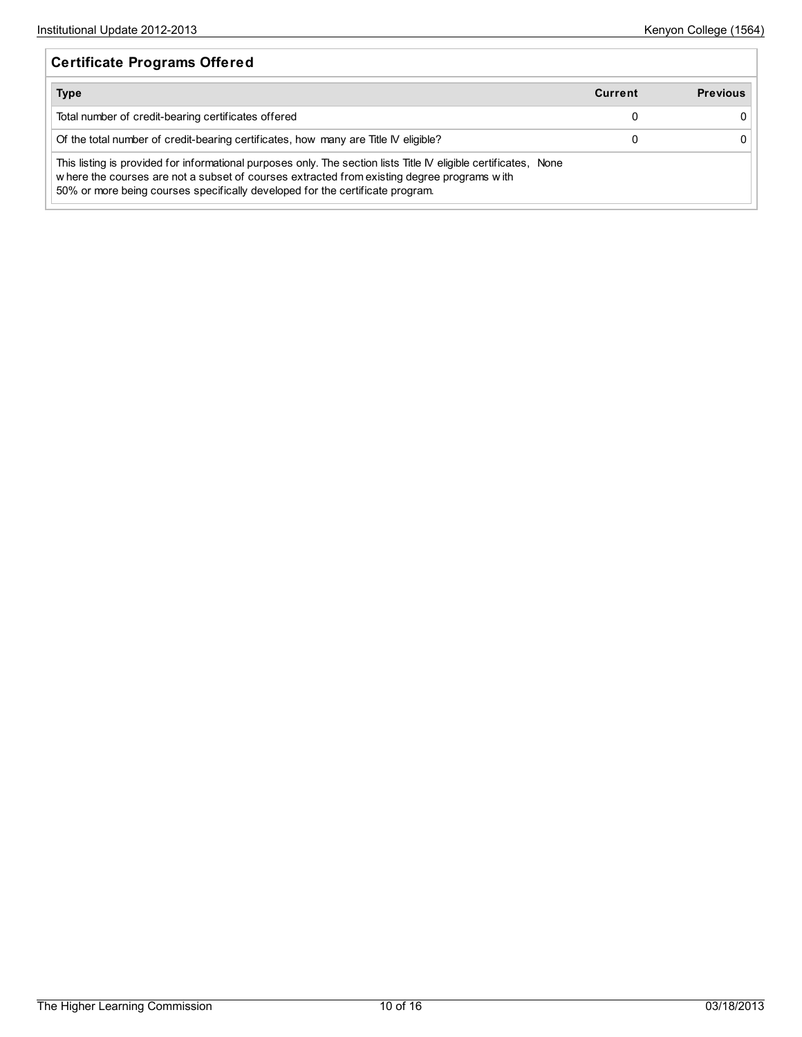## Certificate Programs Offered

| Type | Current | Previous |
|---|---|---|
| Total number of credit-bearing certificates offered | 0 | 0 |
| Of the total number of credit-bearing certificates, how many are Title IV eligible? | 0 | 0 |
| This listing is provided for informational purposes only. The section lists Title IV eligible certificates, where the courses are not a subset of courses extracted from existing degree programs with 50% or more being courses specifically developed for the certificate program. | None | |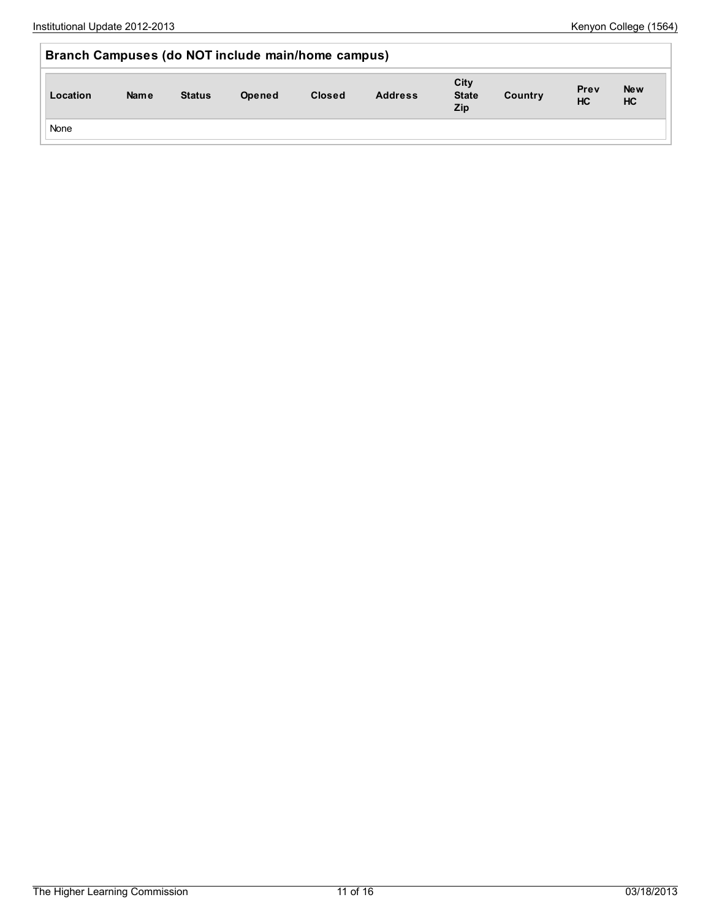## Branch Campuses (do NOT include main/home campus)

| Location | Name | Status | Opened | Closed | Address | City State Zip | Country | Prev HC | New HC |
|---|---|---|---|---|---|---|---|---|---|
| None | | | | | | | | | |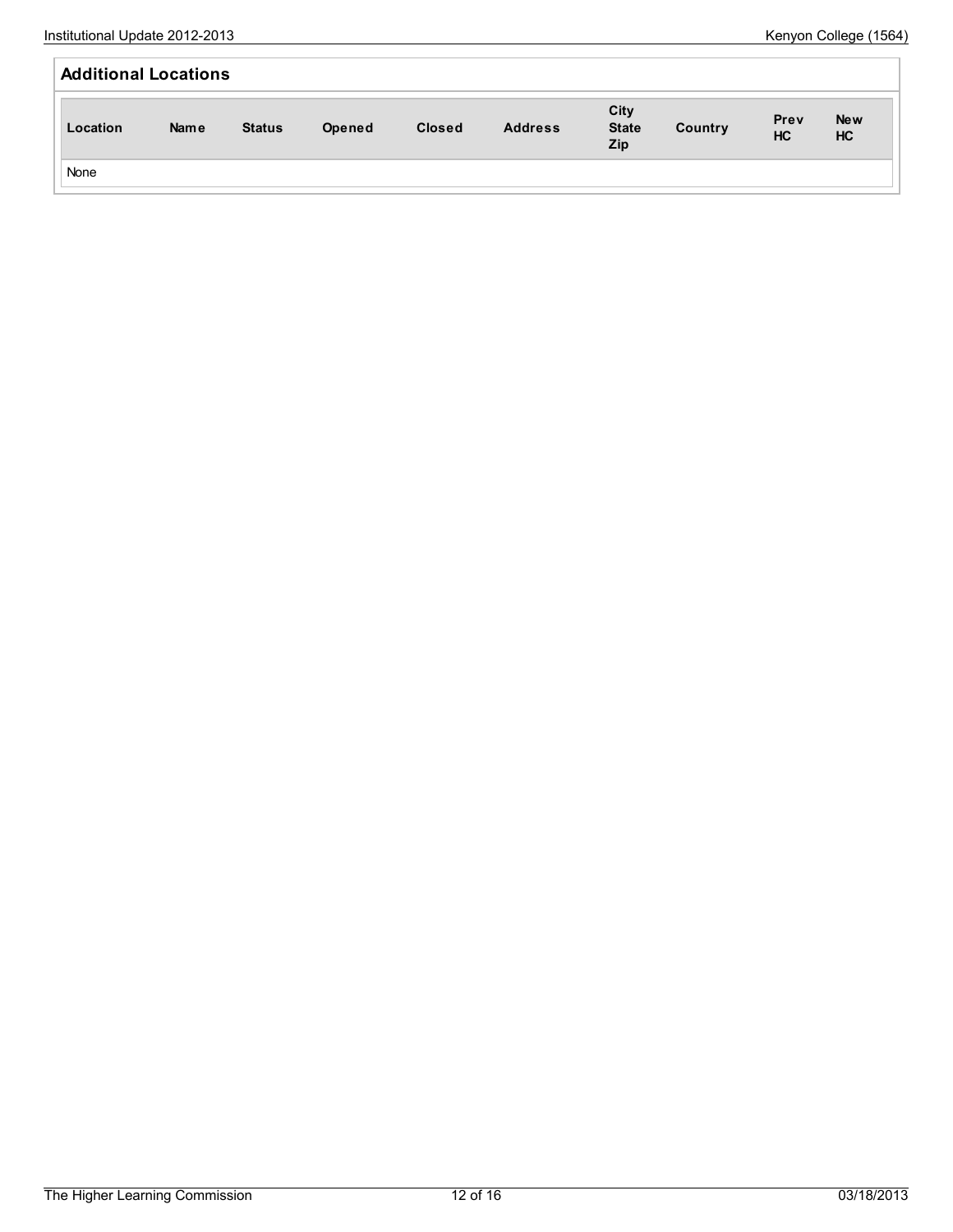## Additional Locations

| Location | Name | Status | Opened | Closed | Address | City State Zip | Country | Prev HC | New HC |
|---|---|---|---|---|---|---|---|---|---|
| None | | | | | | | | | |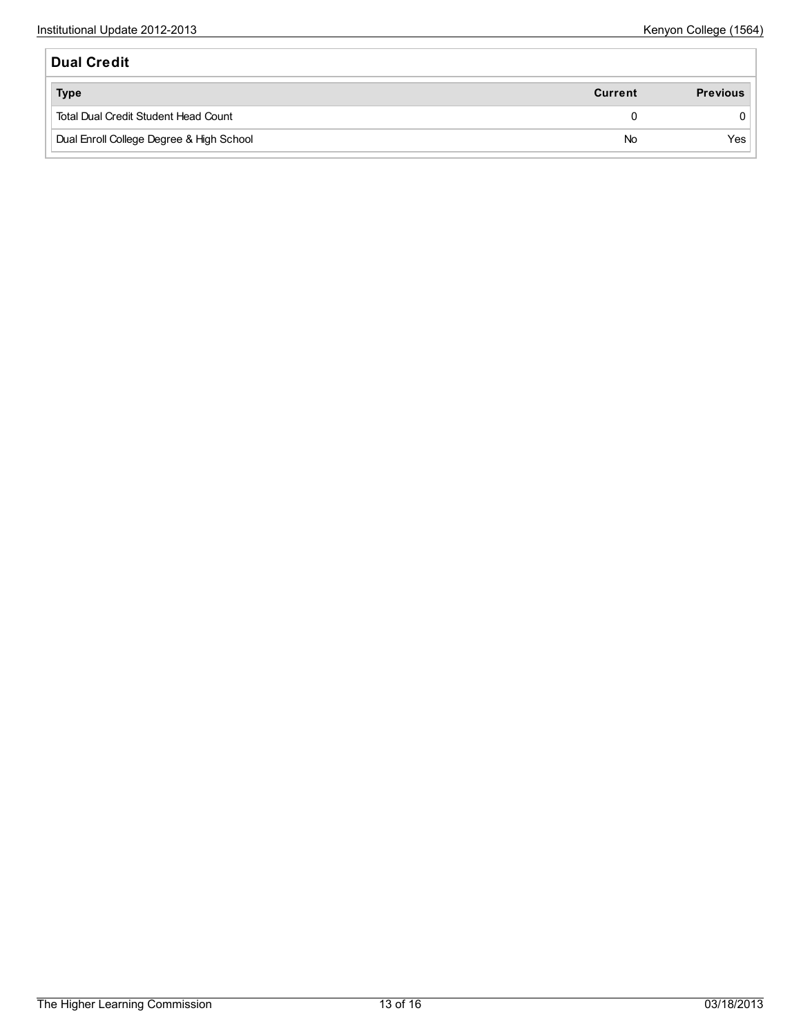## Dual Credit

| Type | Current | Previous |
| --- | --- | --- |
| Total Dual Credit Student Head Count | 0 | 0 |
| Dual Enroll College Degree & High School | No | Yes |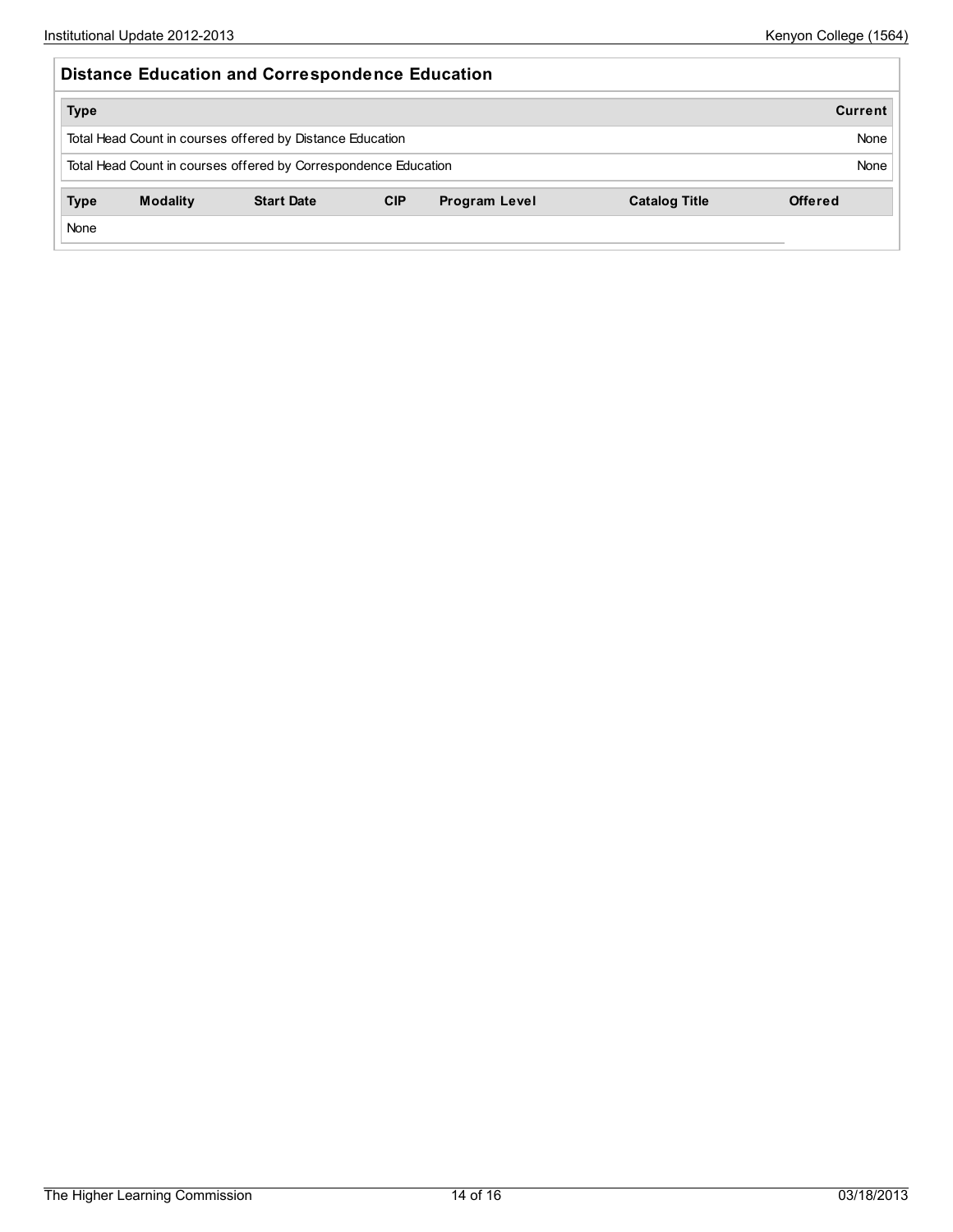## Distance Education and Correspondence Education

| Type | Current |
|---|---|
| Total Head Count in courses offered by Distance Education | None |
| Total Head Count in courses offered by Correspondence Education | None |

| Type | Modality | Start Date | CIP | Program Level | Catalog Title | Offered |
|---|---|---|---|---|---|---|
| None | | | | | | |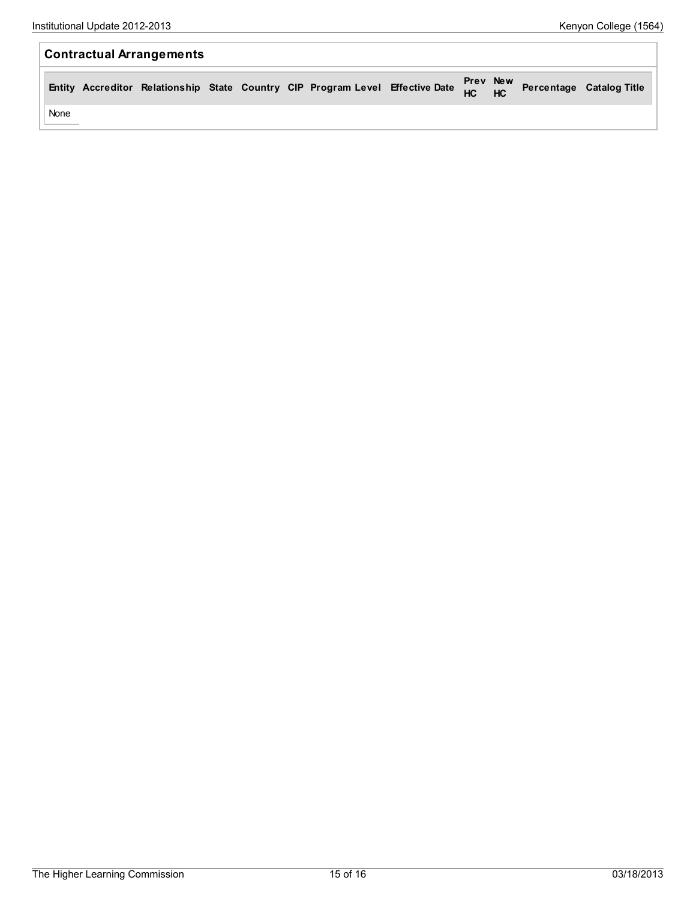## Contractual Arrangements

| Entity | Accreditor | Relationship | State | Country | CIP | Program Level | Effective Date | Prev HC | New HC | Percentage | Catalog Title |
|---|---|---|---|---|---|---|---|---|---|---|---|
| None | | | | | | | | | | | |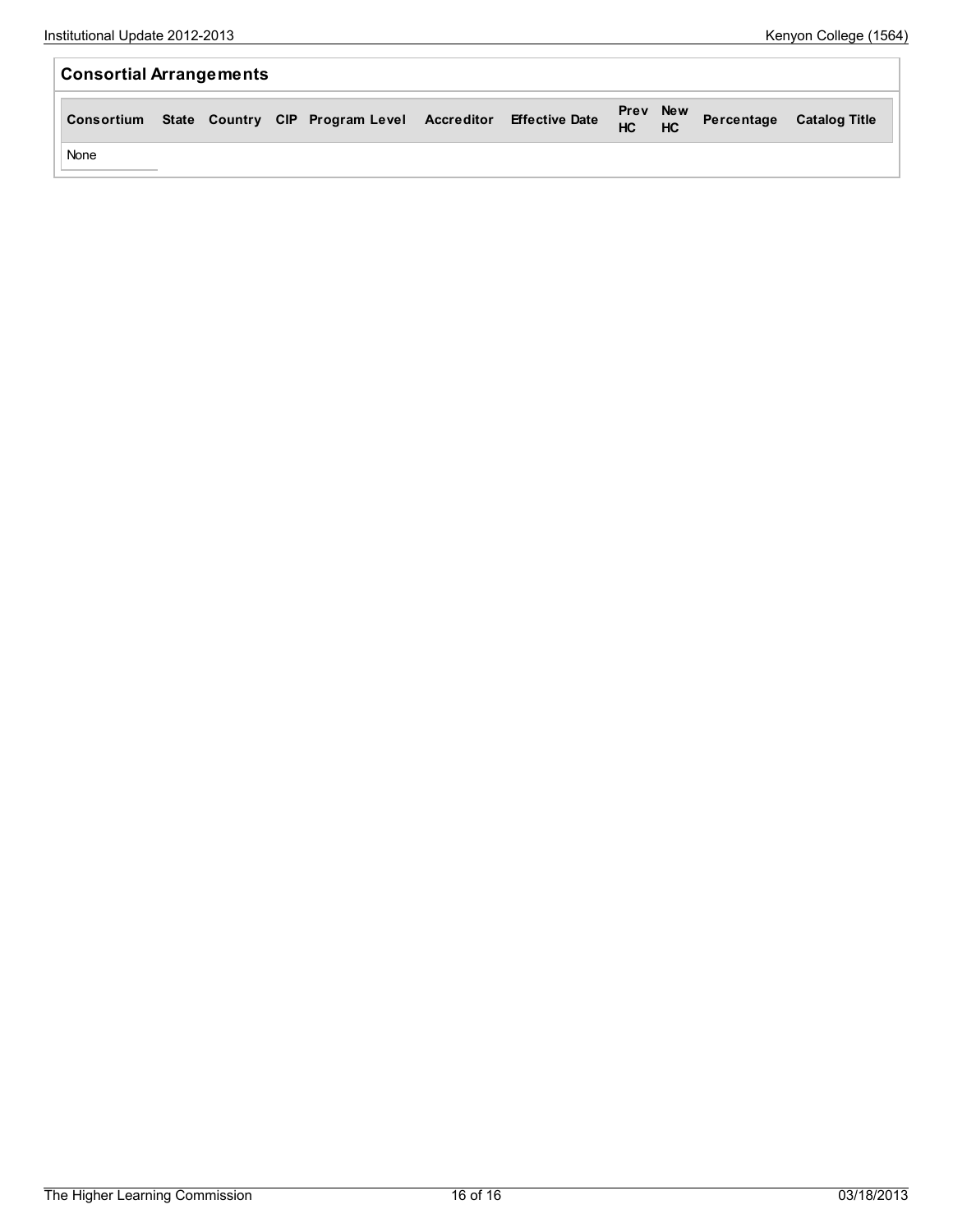## Consortial Arrangements

| Consortium | State | Country | CIP | Program Level | Accreditor | Effective Date | Prev HC | New HC | Percentage | Catalog Title |
|---|---|---|---|---|---|---|---|---|---|---|
| None | | | | | | | | | | |